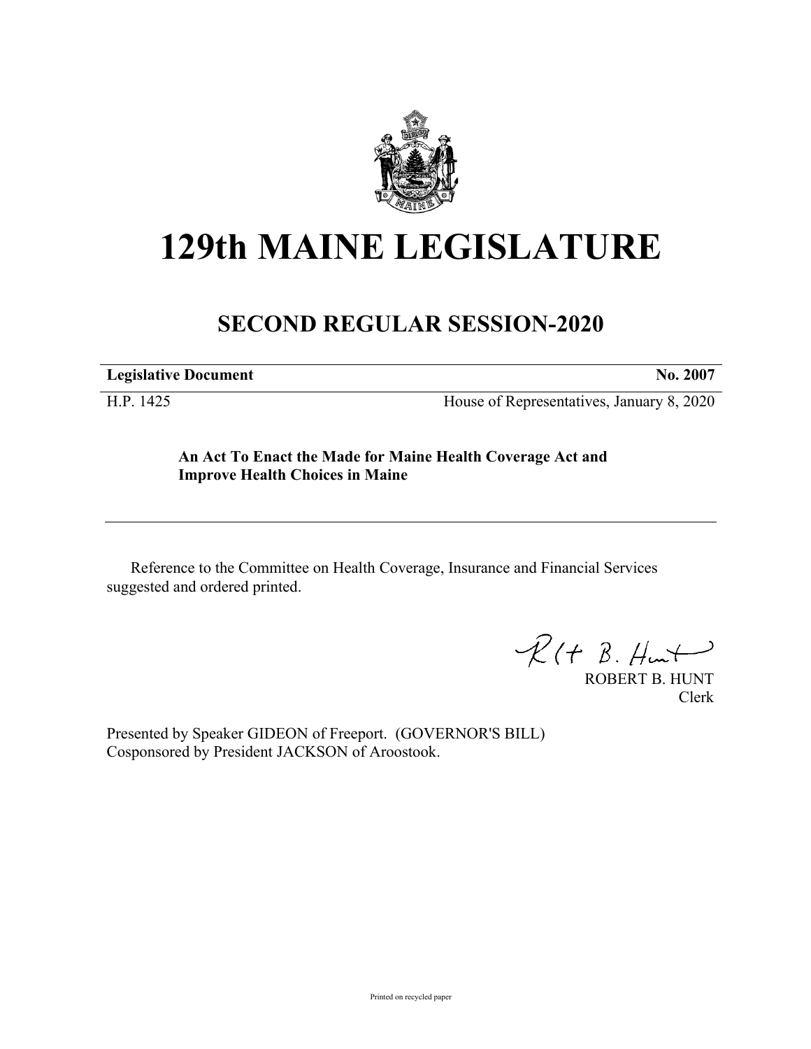# 129th MAINE LEGISLATURE

## SECOND REGULAR SESSION-2020

**Legislative Document** **No. 2007**

H.P. 1425 House of Representatives, January 8, 2020

**An Act To Enact the Made for Maine Health Coverage Act and Improve Health Choices in Maine**

Reference to the Committee on Health Coverage, Insurance and Financial Services suggested and ordered printed.

ROBERT B. HUNT
Clerk

Presented by Speaker GIDEON of Freeport. (GOVERNOR'S BILL)
Cosponsored by President JACKSON of Aroostook.

Printed on recycled paper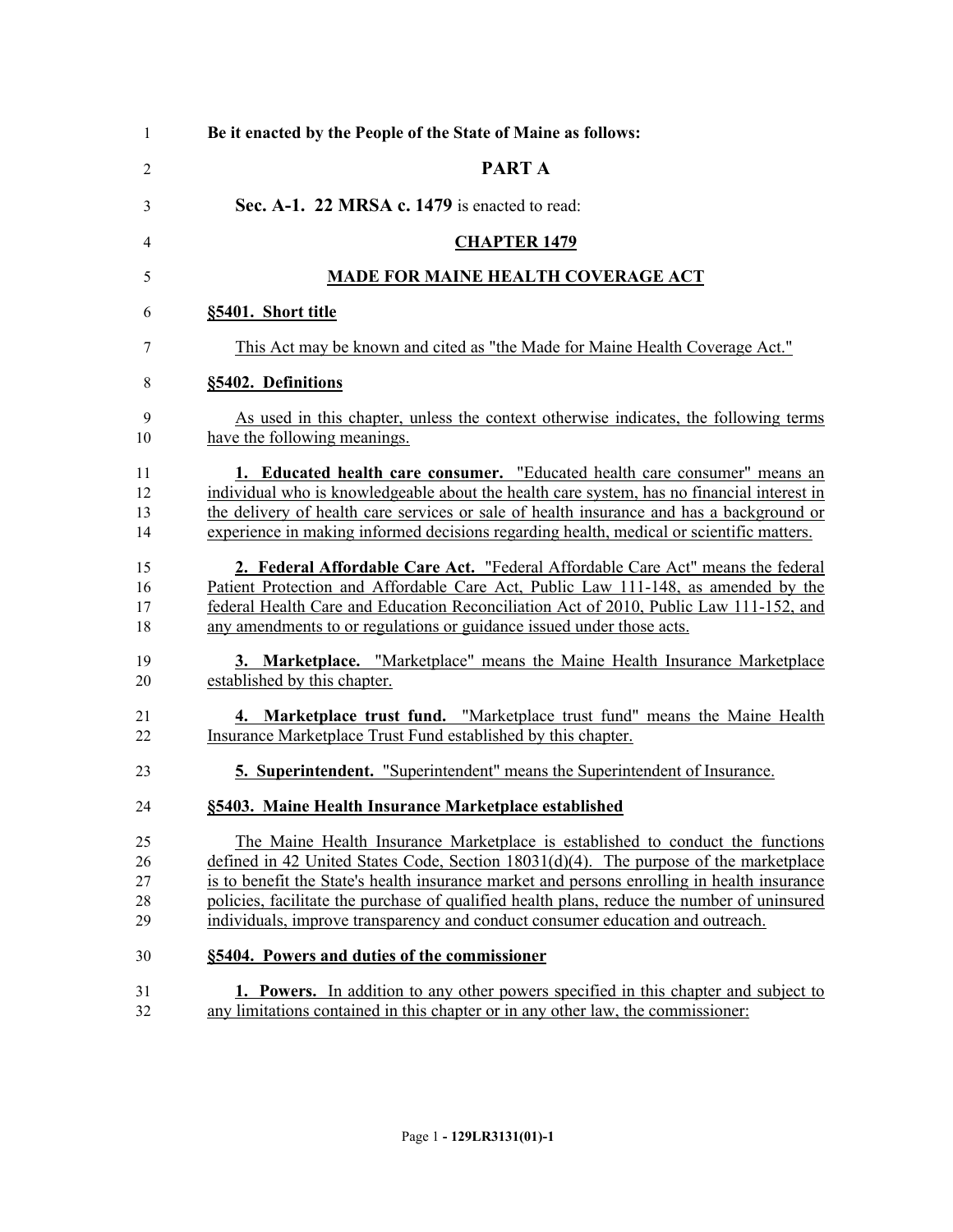**Be it enacted by the People of the State of Maine as follows:**

## PART A

**Sec. A-1. 22 MRSA c. 1479** is enacted to read:

## CHAPTER 1479

## MADE FOR MAINE HEALTH COVERAGE ACT

### §5401. Short title

This Act may be known and cited as "the Made for Maine Health Coverage Act."

### §5402. Definitions

As used in this chapter, unless the context otherwise indicates, the following terms have the following meanings.

**1. Educated health care consumer.** "Educated health care consumer" means an individual who is knowledgeable about the health care system, has no financial interest in the delivery of health care services or sale of health insurance and has a background or experience in making informed decisions regarding health, medical or scientific matters.

**2. Federal Affordable Care Act.** "Federal Affordable Care Act" means the federal Patient Protection and Affordable Care Act, Public Law 111-148, as amended by the federal Health Care and Education Reconciliation Act of 2010, Public Law 111-152, and any amendments to or regulations or guidance issued under those acts.

**3. Marketplace.** "Marketplace" means the Maine Health Insurance Marketplace established by this chapter.

**4. Marketplace trust fund.** "Marketplace trust fund" means the Maine Health Insurance Marketplace Trust Fund established by this chapter.

**5. Superintendent.** "Superintendent" means the Superintendent of Insurance.

### §5403. Maine Health Insurance Marketplace established

The Maine Health Insurance Marketplace is established to conduct the functions defined in 42 United States Code, Section 18031(d)(4). The purpose of the marketplace is to benefit the State's health insurance market and persons enrolling in health insurance policies, facilitate the purchase of qualified health plans, reduce the number of uninsured individuals, improve transparency and conduct consumer education and outreach.

### §5404. Powers and duties of the commissioner

**1. Powers.** In addition to any other powers specified in this chapter and subject to any limitations contained in this chapter or in any other law, the commissioner: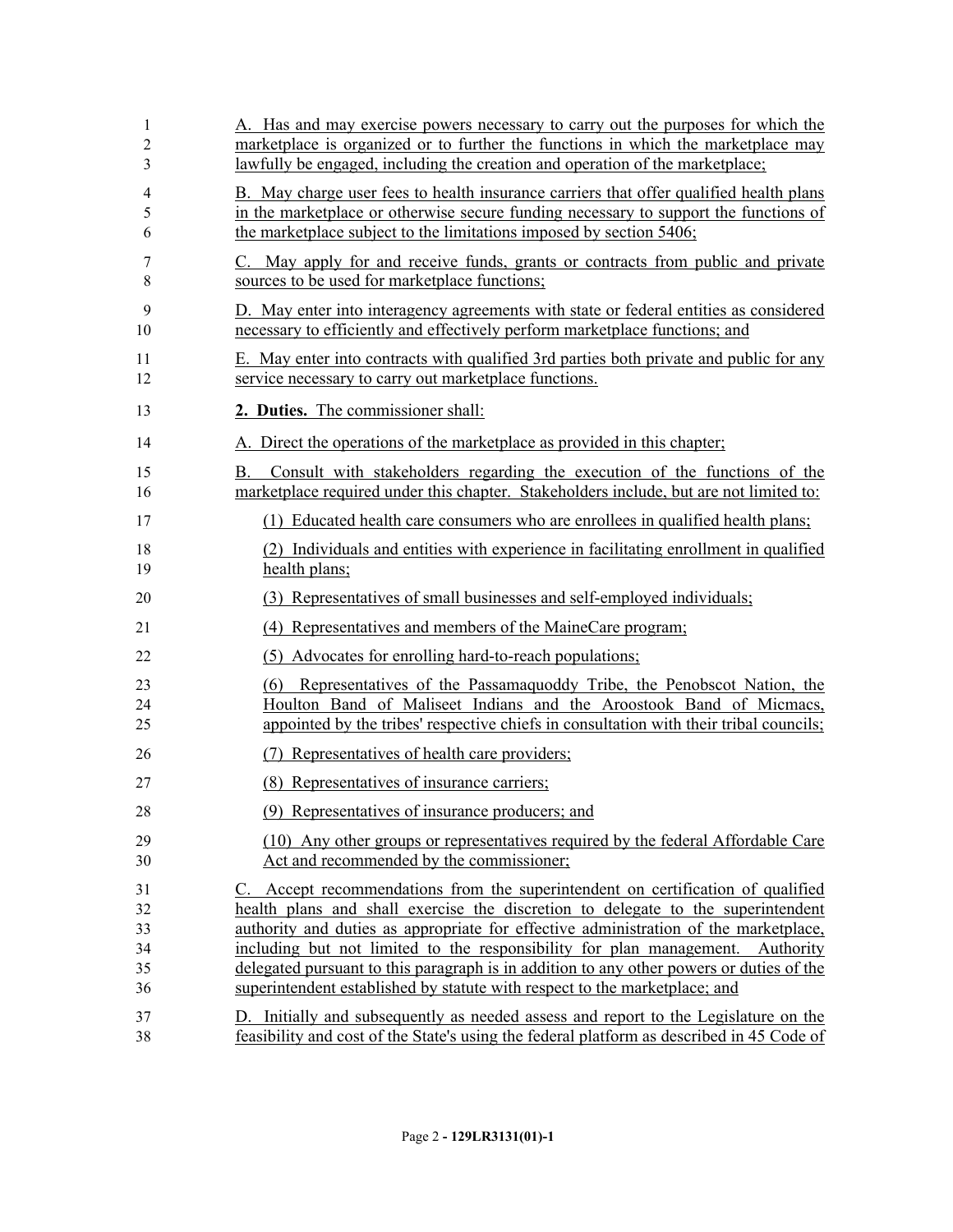A. Has and may exercise powers necessary to carry out the purposes for which the marketplace is organized or to further the functions in which the marketplace may lawfully be engaged, including the creation and operation of the marketplace;

B. May charge user fees to health insurance carriers that offer qualified health plans in the marketplace or otherwise secure funding necessary to support the functions of the marketplace subject to the limitations imposed by section 5406;

C. May apply for and receive funds, grants or contracts from public and private sources to be used for marketplace functions;

D. May enter into interagency agreements with state or federal entities as considered necessary to efficiently and effectively perform marketplace functions; and

E. May enter into contracts with qualified 3rd parties both private and public for any service necessary to carry out marketplace functions.

**2. Duties.** The commissioner shall:

A. Direct the operations of the marketplace as provided in this chapter;

B. Consult with stakeholders regarding the execution of the functions of the marketplace required under this chapter. Stakeholders include, but are not limited to:

(1) Educated health care consumers who are enrollees in qualified health plans;

(2) Individuals and entities with experience in facilitating enrollment in qualified health plans;

(3) Representatives of small businesses and self-employed individuals;

(4) Representatives and members of the MaineCare program;

(5) Advocates for enrolling hard-to-reach populations;

(6) Representatives of the Passamaquoddy Tribe, the Penobscot Nation, the Houlton Band of Maliseet Indians and the Aroostook Band of Micmacs, appointed by the tribes' respective chiefs in consultation with their tribal councils;

(7) Representatives of health care providers;

(8) Representatives of insurance carriers;

(9) Representatives of insurance producers; and

(10) Any other groups or representatives required by the federal Affordable Care Act and recommended by the commissioner;

C. Accept recommendations from the superintendent on certification of qualified health plans and shall exercise the discretion to delegate to the superintendent authority and duties as appropriate for effective administration of the marketplace, including but not limited to the responsibility for plan management. Authority delegated pursuant to this paragraph is in addition to any other powers or duties of the superintendent established by statute with respect to the marketplace; and

D. Initially and subsequently as needed assess and report to the Legislature on the feasibility and cost of the State's using the federal platform as described in 45 Code of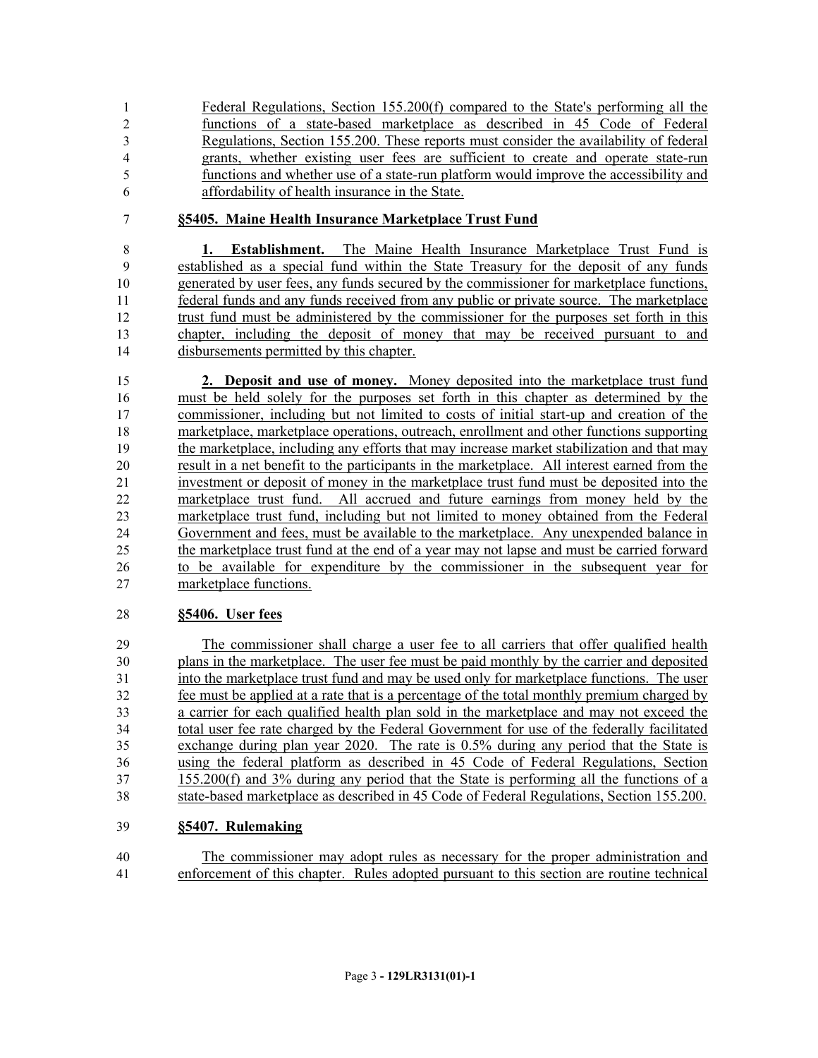Federal Regulations, Section 155.200(f) compared to the State's performing all the functions of a state-based marketplace as described in 45 Code of Federal Regulations, Section 155.200. These reports must consider the availability of federal grants, whether existing user fees are sufficient to create and operate state-run functions and whether use of a state-run platform would improve the accessibility and affordability of health insurance in the State.

**§5405. Maine Health Insurance Marketplace Trust Fund**

**1. Establishment.** The Maine Health Insurance Marketplace Trust Fund is established as a special fund within the State Treasury for the deposit of any funds generated by user fees, any funds secured by the commissioner for marketplace functions, federal funds and any funds received from any public or private source. The marketplace trust fund must be administered by the commissioner for the purposes set forth in this chapter, including the deposit of money that may be received pursuant to and disbursements permitted by this chapter.

**2. Deposit and use of money.** Money deposited into the marketplace trust fund must be held solely for the purposes set forth in this chapter as determined by the commissioner, including but not limited to costs of initial start-up and creation of the marketplace, marketplace operations, outreach, enrollment and other functions supporting the marketplace, including any efforts that may increase market stabilization and that may result in a net benefit to the participants in the marketplace. All interest earned from the investment or deposit of money in the marketplace trust fund must be deposited into the marketplace trust fund. All accrued and future earnings from money held by the marketplace trust fund, including but not limited to money obtained from the Federal Government and fees, must be available to the marketplace. Any unexpended balance in the marketplace trust fund at the end of a year may not lapse and must be carried forward to be available for expenditure by the commissioner in the subsequent year for marketplace functions.

**§5406. User fees**

The commissioner shall charge a user fee to all carriers that offer qualified health plans in the marketplace. The user fee must be paid monthly by the carrier and deposited into the marketplace trust fund and may be used only for marketplace functions. The user fee must be applied at a rate that is a percentage of the total monthly premium charged by a carrier for each qualified health plan sold in the marketplace and may not exceed the total user fee rate charged by the Federal Government for use of the federally facilitated exchange during plan year 2020. The rate is 0.5% during any period that the State is using the federal platform as described in 45 Code of Federal Regulations, Section 155.200(f) and 3% during any period that the State is performing all the functions of a state-based marketplace as described in 45 Code of Federal Regulations, Section 155.200.

**§5407. Rulemaking**

The commissioner may adopt rules as necessary for the proper administration and enforcement of this chapter. Rules adopted pursuant to this section are routine technical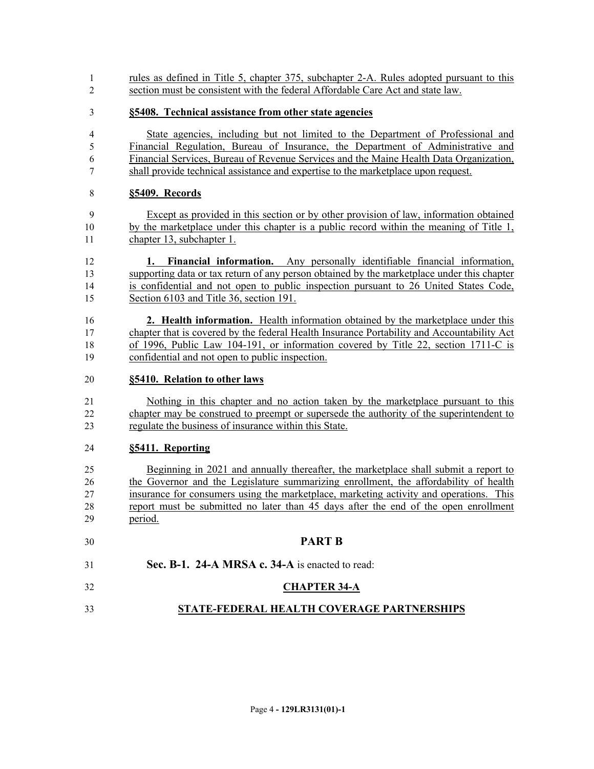rules as defined in Title 5, chapter 375, subchapter 2-A. Rules adopted pursuant to this section must be consistent with the federal Affordable Care Act and state law.

**§5408. Technical assistance from other state agencies**

State agencies, including but not limited to the Department of Professional and Financial Regulation, Bureau of Insurance, the Department of Administrative and Financial Services, Bureau of Revenue Services and the Maine Health Data Organization, shall provide technical assistance and expertise to the marketplace upon request.

**§5409. Records**

Except as provided in this section or by other provision of law, information obtained by the marketplace under this chapter is a public record within the meaning of Title 1, chapter 13, subchapter 1.

**1. Financial information.** Any personally identifiable financial information, supporting data or tax return of any person obtained by the marketplace under this chapter is confidential and not open to public inspection pursuant to 26 United States Code, Section 6103 and Title 36, section 191.

**2. Health information.** Health information obtained by the marketplace under this chapter that is covered by the federal Health Insurance Portability and Accountability Act of 1996, Public Law 104-191, or information covered by Title 22, section 1711-C is confidential and not open to public inspection.

**§5410. Relation to other laws**

Nothing in this chapter and no action taken by the marketplace pursuant to this chapter may be construed to preempt or supersede the authority of the superintendent to regulate the business of insurance within this State.

**§5411. Reporting**

Beginning in 2021 and annually thereafter, the marketplace shall submit a report to the Governor and the Legislature summarizing enrollment, the affordability of health insurance for consumers using the marketplace, marketing activity and operations. This report must be submitted no later than 45 days after the end of the open enrollment period.

## PART B

**Sec. B-1. 24-A MRSA c. 34-A** is enacted to read:

## CHAPTER 34-A

## STATE-FEDERAL HEALTH COVERAGE PARTNERSHIPS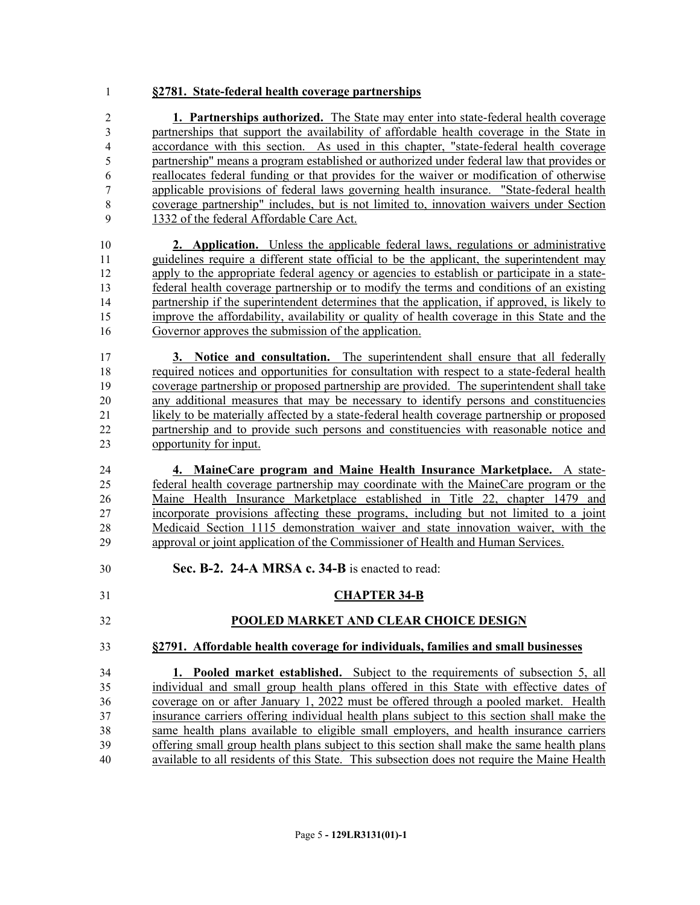**§2781. State-federal health coverage partnerships**

**1. Partnerships authorized.** The State may enter into state-federal health coverage partnerships that support the availability of affordable health coverage in the State in accordance with this section. As used in this chapter, "state-federal health coverage partnership" means a program established or authorized under federal law that provides or reallocates federal funding or that provides for the waiver or modification of otherwise applicable provisions of federal laws governing health insurance. "State-federal health coverage partnership" includes, but is not limited to, innovation waivers under Section 1332 of the federal Affordable Care Act.

**2. Application.** Unless the applicable federal laws, regulations or administrative guidelines require a different state official to be the applicant, the superintendent may apply to the appropriate federal agency or agencies to establish or participate in a state-federal health coverage partnership or to modify the terms and conditions of an existing partnership if the superintendent determines that the application, if approved, is likely to improve the affordability, availability or quality of health coverage in this State and the Governor approves the submission of the application.

**3. Notice and consultation.** The superintendent shall ensure that all federally required notices and opportunities for consultation with respect to a state-federal health coverage partnership or proposed partnership are provided. The superintendent shall take any additional measures that may be necessary to identify persons and constituencies likely to be materially affected by a state-federal health coverage partnership or proposed partnership and to provide such persons and constituencies with reasonable notice and opportunity for input.

**4. MaineCare program and Maine Health Insurance Marketplace.** A state-federal health coverage partnership may coordinate with the MaineCare program or the Maine Health Insurance Marketplace established in Title 22, chapter 1479 and incorporate provisions affecting these programs, including but not limited to a joint Medicaid Section 1115 demonstration waiver and state innovation waiver, with the approval or joint application of the Commissioner of Health and Human Services.

**Sec. B-2. 24-A MRSA c. 34-B** is enacted to read:

## CHAPTER 34-B

## POOLED MARKET AND CLEAR CHOICE DESIGN

**§2791. Affordable health coverage for individuals, families and small businesses**

**1. Pooled market established.** Subject to the requirements of subsection 5, all individual and small group health plans offered in this State with effective dates of coverage on or after January 1, 2022 must be offered through a pooled market. Health insurance carriers offering individual health plans subject to this section shall make the same health plans available to eligible small employers, and health insurance carriers offering small group health plans subject to this section shall make the same health plans available to all residents of this State. This subsection does not require the Maine Health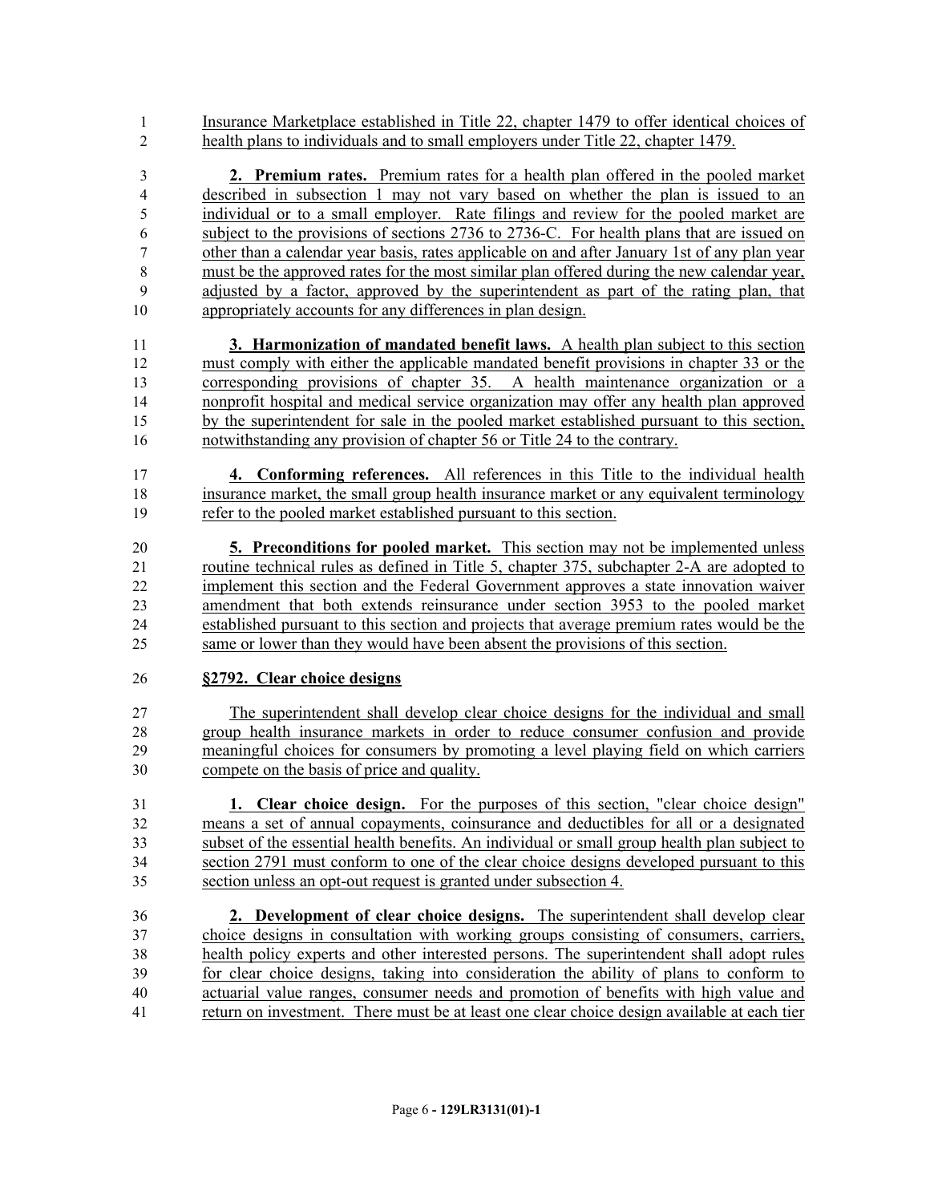Insurance Marketplace established in Title 22, chapter 1479 to offer identical choices of health plans to individuals and to small employers under Title 22, chapter 1479.

**2. Premium rates.** Premium rates for a health plan offered in the pooled market described in subsection 1 may not vary based on whether the plan is issued to an individual or to a small employer. Rate filings and review for the pooled market are subject to the provisions of sections 2736 to 2736-C. For health plans that are issued on other than a calendar year basis, rates applicable on and after January 1st of any plan year must be the approved rates for the most similar plan offered during the new calendar year, adjusted by a factor, approved by the superintendent as part of the rating plan, that appropriately accounts for any differences in plan design.

**3. Harmonization of mandated benefit laws.** A health plan subject to this section must comply with either the applicable mandated benefit provisions in chapter 33 or the corresponding provisions of chapter 35. A health maintenance organization or a nonprofit hospital and medical service organization may offer any health plan approved by the superintendent for sale in the pooled market established pursuant to this section, notwithstanding any provision of chapter 56 or Title 24 to the contrary.

**4. Conforming references.** All references in this Title to the individual health insurance market, the small group health insurance market or any equivalent terminology refer to the pooled market established pursuant to this section.

**5. Preconditions for pooled market.** This section may not be implemented unless routine technical rules as defined in Title 5, chapter 375, subchapter 2-A are adopted to implement this section and the Federal Government approves a state innovation waiver amendment that both extends reinsurance under section 3953 to the pooled market established pursuant to this section and projects that average premium rates would be the same or lower than they would have been absent the provisions of this section.

**§2792. Clear choice designs**

The superintendent shall develop clear choice designs for the individual and small group health insurance markets in order to reduce consumer confusion and provide meaningful choices for consumers by promoting a level playing field on which carriers compete on the basis of price and quality.

**1. Clear choice design.** For the purposes of this section, "clear choice design" means a set of annual copayments, coinsurance and deductibles for all or a designated subset of the essential health benefits. An individual or small group health plan subject to section 2791 must conform to one of the clear choice designs developed pursuant to this section unless an opt-out request is granted under subsection 4.

**2. Development of clear choice designs.** The superintendent shall develop clear choice designs in consultation with working groups consisting of consumers, carriers, health policy experts and other interested persons. The superintendent shall adopt rules for clear choice designs, taking into consideration the ability of plans to conform to actuarial value ranges, consumer needs and promotion of benefits with high value and return on investment. There must be at least one clear choice design available at each tier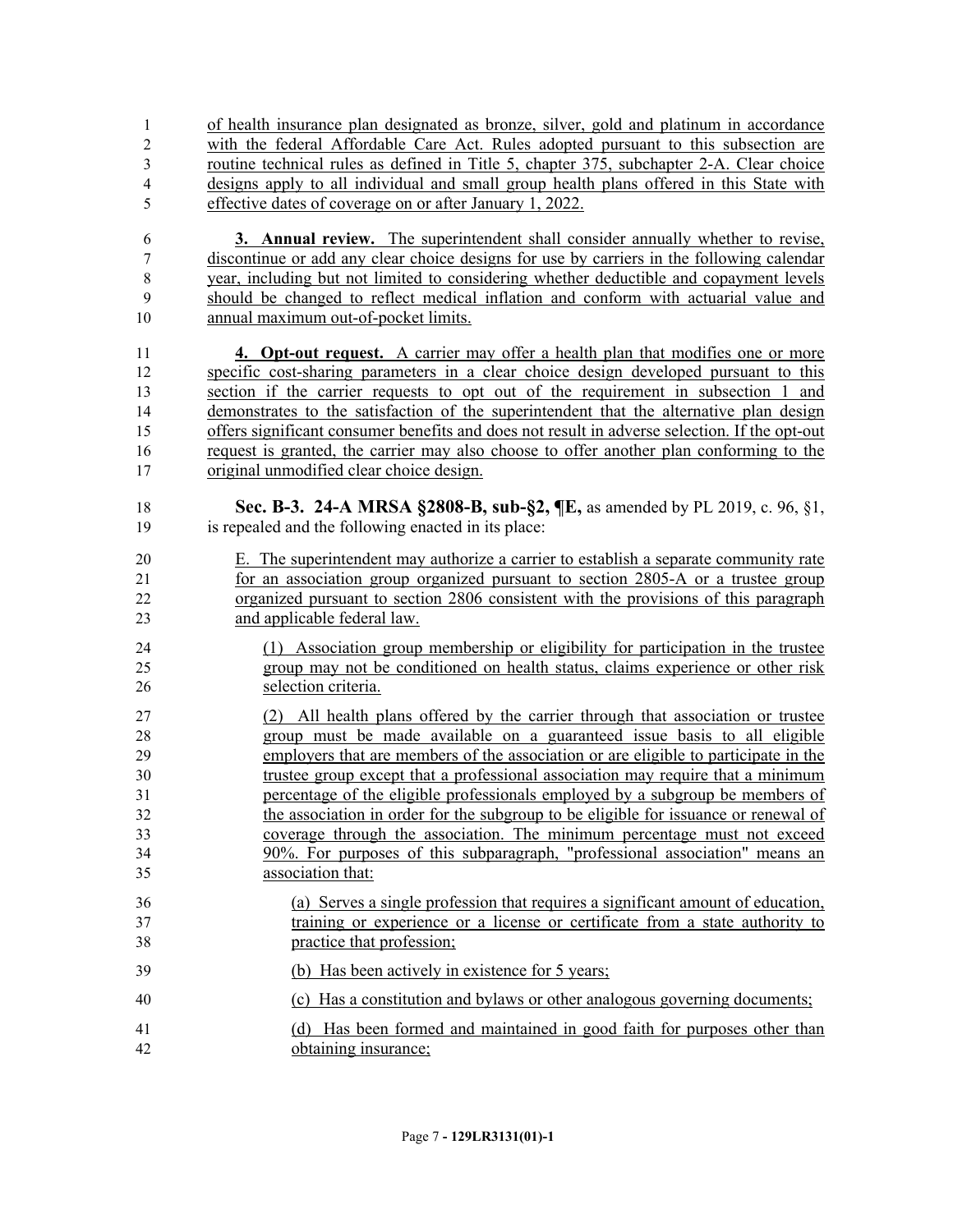of health insurance plan designated as bronze, silver, gold and platinum in accordance with the federal Affordable Care Act. Rules adopted pursuant to this subsection are routine technical rules as defined in Title 5, chapter 375, subchapter 2-A. Clear choice designs apply to all individual and small group health plans offered in this State with effective dates of coverage on or after January 1, 2022.

**3. Annual review.** The superintendent shall consider annually whether to revise, discontinue or add any clear choice designs for use by carriers in the following calendar year, including but not limited to considering whether deductible and copayment levels should be changed to reflect medical inflation and conform with actuarial value and annual maximum out-of-pocket limits.

**4. Opt-out request.** A carrier may offer a health plan that modifies one or more specific cost-sharing parameters in a clear choice design developed pursuant to this section if the carrier requests to opt out of the requirement in subsection 1 and demonstrates to the satisfaction of the superintendent that the alternative plan design offers significant consumer benefits and does not result in adverse selection. If the opt-out request is granted, the carrier may also choose to offer another plan conforming to the original unmodified clear choice design.

**Sec. B-3. 24-A MRSA §2808-B, sub-§2, ¶E,** as amended by PL 2019, c. 96, §1, is repealed and the following enacted in its place:

E. The superintendent may authorize a carrier to establish a separate community rate for an association group organized pursuant to section 2805-A or a trustee group organized pursuant to section 2806 consistent with the provisions of this paragraph and applicable federal law.

(1) Association group membership or eligibility for participation in the trustee group may not be conditioned on health status, claims experience or other risk selection criteria.

(2) All health plans offered by the carrier through that association or trustee group must be made available on a guaranteed issue basis to all eligible employers that are members of the association or are eligible to participate in the trustee group except that a professional association may require that a minimum percentage of the eligible professionals employed by a subgroup be members of the association in order for the subgroup to be eligible for issuance or renewal of coverage through the association. The minimum percentage must not exceed 90%. For purposes of this subparagraph, "professional association" means an association that:

(a) Serves a single profession that requires a significant amount of education, training or experience or a license or certificate from a state authority to practice that profession;

(b) Has been actively in existence for 5 years;

(c) Has a constitution and bylaws or other analogous governing documents;

(d) Has been formed and maintained in good faith for purposes other than obtaining insurance;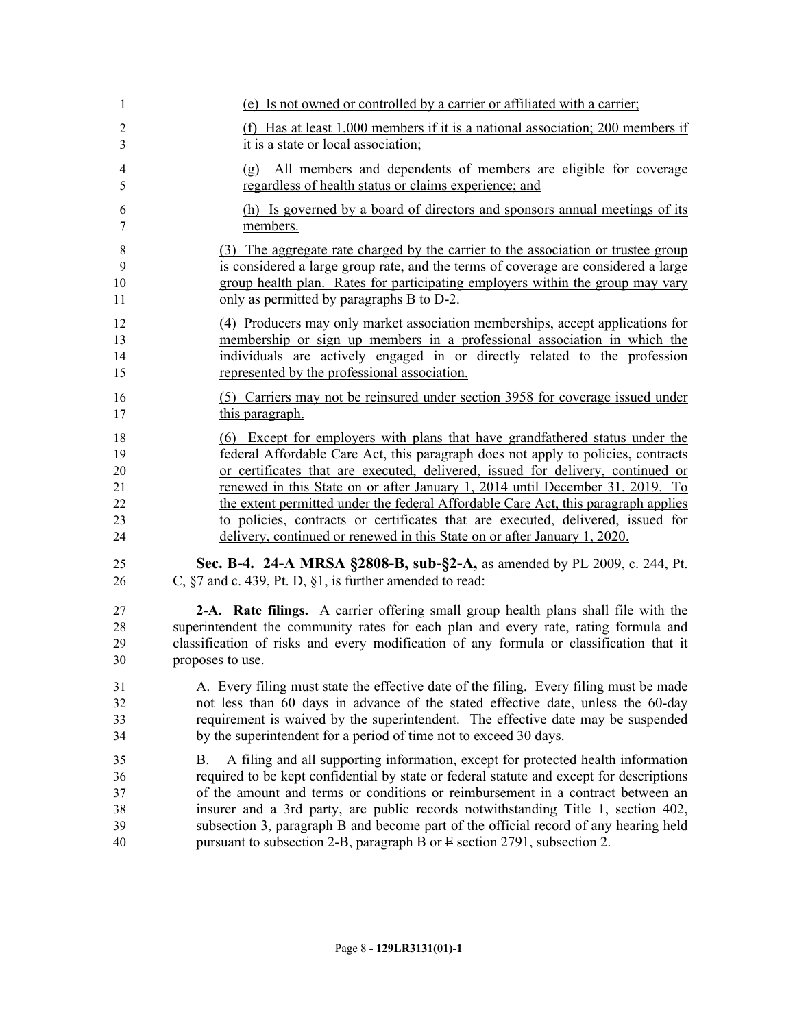(e) Is not owned or controlled by a carrier or affiliated with a carrier;

(f) Has at least 1,000 members if it is a national association; 200 members if it is a state or local association;

(g) All members and dependents of members are eligible for coverage regardless of health status or claims experience; and

(h) Is governed by a board of directors and sponsors annual meetings of its members.

(3) The aggregate rate charged by the carrier to the association or trustee group is considered a large group rate, and the terms of coverage are considered a large group health plan. Rates for participating employers within the group may vary only as permitted by paragraphs B to D-2.

(4) Producers may only market association memberships, accept applications for membership or sign up members in a professional association in which the individuals are actively engaged in or directly related to the profession represented by the professional association.

(5) Carriers may not be reinsured under section 3958 for coverage issued under this paragraph.

(6) Except for employers with plans that have grandfathered status under the federal Affordable Care Act, this paragraph does not apply to policies, contracts or certificates that are executed, delivered, issued for delivery, continued or renewed in this State on or after January 1, 2014 until December 31, 2019. To the extent permitted under the federal Affordable Care Act, this paragraph applies to policies, contracts or certificates that are executed, delivered, issued for delivery, continued or renewed in this State on or after January 1, 2020.

**Sec. B-4. 24-A MRSA §2808-B, sub-§2-A,** as amended by PL 2009, c. 244, Pt. C, §7 and c. 439, Pt. D, §1, is further amended to read:

**2-A. Rate filings.** A carrier offering small group health plans shall file with the superintendent the community rates for each plan and every rate, rating formula and classification of risks and every modification of any formula or classification that it proposes to use.

A. Every filing must state the effective date of the filing. Every filing must be made not less than 60 days in advance of the stated effective date, unless the 60-day requirement is waived by the superintendent. The effective date may be suspended by the superintendent for a period of time not to exceed 30 days.

B. A filing and all supporting information, except for protected health information required to be kept confidential by state or federal statute and except for descriptions of the amount and terms or conditions or reimbursement in a contract between an insurer and a 3rd party, are public records notwithstanding Title 1, section 402, subsection 3, paragraph B and become part of the official record of any hearing held pursuant to subsection 2-B, paragraph B or ~~F~~ section 2791, subsection 2.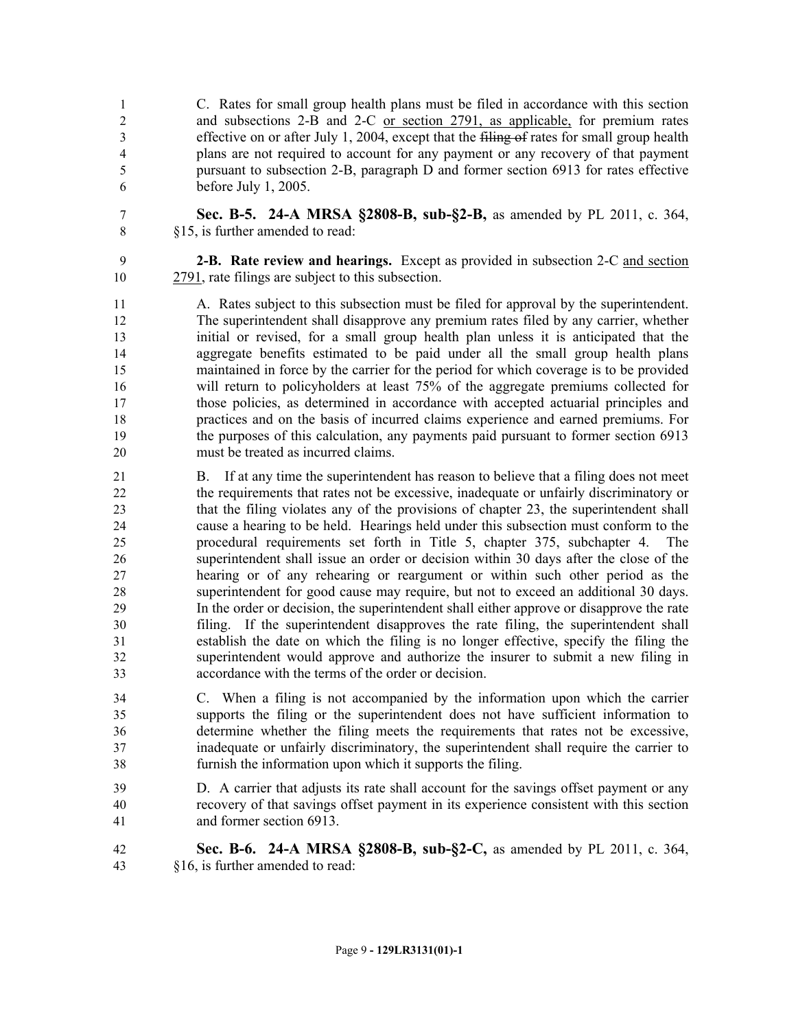C. Rates for small group health plans must be filed in accordance with this section and subsections 2-B and 2-C <u>or section 2791, as applicable,</u> for premium rates effective on or after July 1, 2004, except that the ~~filing of~~ rates for small group health plans are not required to account for any payment or any recovery of that payment pursuant to subsection 2-B, paragraph D and former section 6913 for rates effective before July 1, 2005.

**Sec. B-5. 24-A MRSA §2808-B, sub-§2-B,** as amended by PL 2011, c. 364, §15, is further amended to read:

**2-B. Rate review and hearings.** Except as provided in subsection 2-C <u>and section 2791</u>, rate filings are subject to this subsection.

A. Rates subject to this subsection must be filed for approval by the superintendent. The superintendent shall disapprove any premium rates filed by any carrier, whether initial or revised, for a small group health plan unless it is anticipated that the aggregate benefits estimated to be paid under all the small group health plans maintained in force by the carrier for the period for which coverage is to be provided will return to policyholders at least 75% of the aggregate premiums collected for those policies, as determined in accordance with accepted actuarial principles and practices and on the basis of incurred claims experience and earned premiums. For the purposes of this calculation, any payments paid pursuant to former section 6913 must be treated as incurred claims.

B. If at any time the superintendent has reason to believe that a filing does not meet the requirements that rates not be excessive, inadequate or unfairly discriminatory or that the filing violates any of the provisions of chapter 23, the superintendent shall cause a hearing to be held. Hearings held under this subsection must conform to the procedural requirements set forth in Title 5, chapter 375, subchapter 4. The superintendent shall issue an order or decision within 30 days after the close of the hearing or of any rehearing or reargument or within such other period as the superintendent for good cause may require, but not to exceed an additional 30 days. In the order or decision, the superintendent shall either approve or disapprove the rate filing. If the superintendent disapproves the rate filing, the superintendent shall establish the date on which the filing is no longer effective, specify the filing the superintendent would approve and authorize the insurer to submit a new filing in accordance with the terms of the order or decision.

C. When a filing is not accompanied by the information upon which the carrier supports the filing or the superintendent does not have sufficient information to determine whether the filing meets the requirements that rates not be excessive, inadequate or unfairly discriminatory, the superintendent shall require the carrier to furnish the information upon which it supports the filing.

D. A carrier that adjusts its rate shall account for the savings offset payment or any recovery of that savings offset payment in its experience consistent with this section and former section 6913.

**Sec. B-6. 24-A MRSA §2808-B, sub-§2-C,** as amended by PL 2011, c. 364, §16, is further amended to read: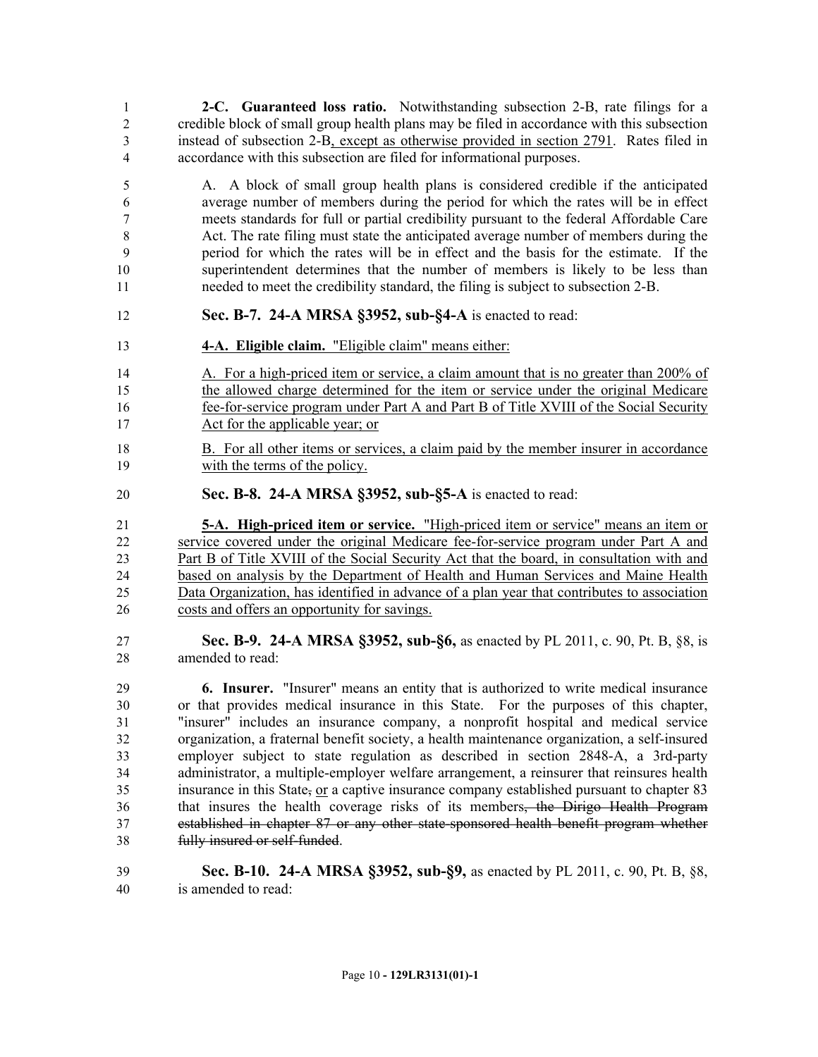**2-C. Guaranteed loss ratio.** Notwithstanding subsection 2-B, rate filings for a credible block of small group health plans may be filed in accordance with this subsection instead of subsection 2-B, except as otherwise provided in section 2791. Rates filed in accordance with this subsection are filed for informational purposes.

A. A block of small group health plans is considered credible if the anticipated average number of members during the period for which the rates will be in effect meets standards for full or partial credibility pursuant to the federal Affordable Care Act. The rate filing must state the anticipated average number of members during the period for which the rates will be in effect and the basis for the estimate. If the superintendent determines that the number of members is likely to be less than needed to meet the credibility standard, the filing is subject to subsection 2-B.

**Sec. B-7. 24-A MRSA §3952, sub-§4-A** is enacted to read:

**4-A. Eligible claim.** "Eligible claim" means either:

A. For a high-priced item or service, a claim amount that is no greater than 200% of the allowed charge determined for the item or service under the original Medicare fee-for-service program under Part A and Part B of Title XVIII of the Social Security Act for the applicable year; or

B. For all other items or services, a claim paid by the member insurer in accordance with the terms of the policy.

**Sec. B-8. 24-A MRSA §3952, sub-§5-A** is enacted to read:

**5-A. High-priced item or service.** "High-priced item or service" means an item or service covered under the original Medicare fee-for-service program under Part A and Part B of Title XVIII of the Social Security Act that the board, in consultation with and based on analysis by the Department of Health and Human Services and Maine Health Data Organization, has identified in advance of a plan year that contributes to association costs and offers an opportunity for savings.

**Sec. B-9. 24-A MRSA §3952, sub-§6,** as enacted by PL 2011, c. 90, Pt. B, §8, is amended to read:

**6. Insurer.** "Insurer" means an entity that is authorized to write medical insurance or that provides medical insurance in this State. For the purposes of this chapter, "insurer" includes an insurance company, a nonprofit hospital and medical service organization, a fraternal benefit society, a health maintenance organization, a self-insured employer subject to state regulation as described in section 2848-A, a 3rd-party administrator, a multiple-employer welfare arrangement, a reinsurer that reinsures health insurance in this State, ~~,~~ or a captive insurance company established pursuant to chapter 83 that insures the health coverage risks of its members~~, the Dirigo Health Program established in chapter 87 or any other state-sponsored health benefit program whether fully insured or self-funded~~.

**Sec. B-10. 24-A MRSA §3952, sub-§9,** as enacted by PL 2011, c. 90, Pt. B, §8, is amended to read: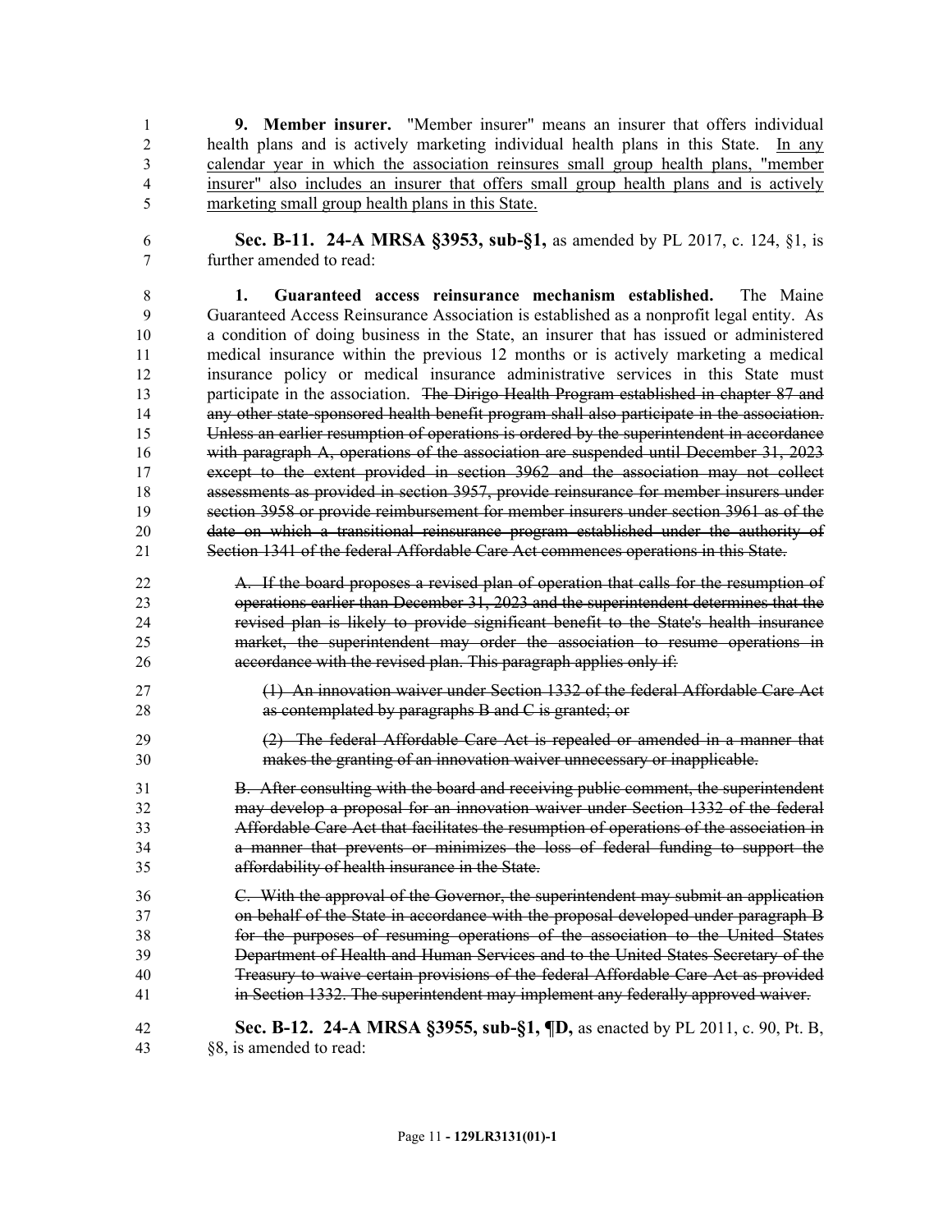**9. Member insurer.** "Member insurer" means an insurer that offers individual health plans and is actively marketing individual health plans in this State. <u>In any calendar year in which the association reinsures small group health plans, "member insurer" also includes an insurer that offers small group health plans and is actively marketing small group health plans in this State.</u>

**Sec. B-11. 24-A MRSA §3953, sub-§1,** as amended by PL 2017, c. 124, §1, is further amended to read:

**1. Guaranteed access reinsurance mechanism established.** The Maine Guaranteed Access Reinsurance Association is established as a nonprofit legal entity. As a condition of doing business in the State, an insurer that has issued or administered medical insurance within the previous 12 months or is actively marketing a medical insurance policy or medical insurance administrative services in this State must participate in the association. ~~The Dirigo Health Program established in chapter 87 and any other state-sponsored health benefit program shall also participate in the association. Unless an earlier resumption of operations is ordered by the superintendent in accordance with paragraph A, operations of the association are suspended until December 31, 2023 except to the extent provided in section 3962 and the association may not collect assessments as provided in section 3957, provide reinsurance for member insurers under section 3958 or provide reimbursement for member insurers under section 3961 as of the date on which a transitional reinsurance program established under the authority of Section 1341 of the federal Affordable Care Act commences operations in this State.~~

~~A. If the board proposes a revised plan of operation that calls for the resumption of operations earlier than December 31, 2023 and the superintendent determines that the revised plan is likely to provide significant benefit to the State's health insurance market, the superintendent may order the association to resume operations in accordance with the revised plan. This paragraph applies only if:~~

~~(1) An innovation waiver under Section 1332 of the federal Affordable Care Act as contemplated by paragraphs B and C is granted; or~~

~~(2) The federal Affordable Care Act is repealed or amended in a manner that makes the granting of an innovation waiver unnecessary or inapplicable.~~

~~B. After consulting with the board and receiving public comment, the superintendent may develop a proposal for an innovation waiver under Section 1332 of the federal Affordable Care Act that facilitates the resumption of operations of the association in a manner that prevents or minimizes the loss of federal funding to support the affordability of health insurance in the State.~~

~~C. With the approval of the Governor, the superintendent may submit an application on behalf of the State in accordance with the proposal developed under paragraph B for the purposes of resuming operations of the association to the United States Department of Health and Human Services and to the United States Secretary of the Treasury to waive certain provisions of the federal Affordable Care Act as provided in Section 1332. The superintendent may implement any federally approved waiver.~~

**Sec. B-12. 24-A MRSA §3955, sub-§1, ¶D,** as enacted by PL 2011, c. 90, Pt. B, §8, is amended to read: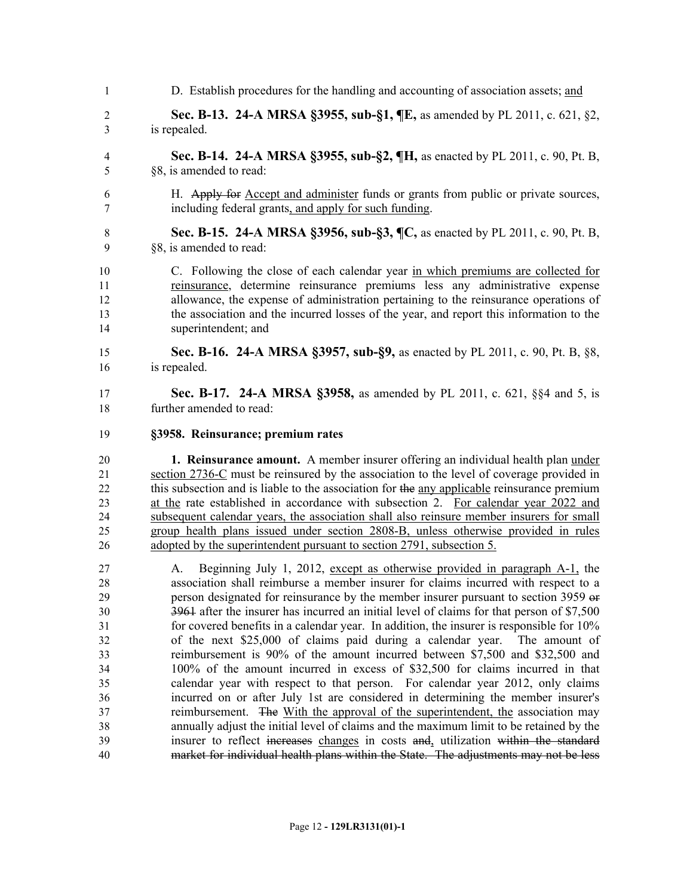D. Establish procedures for the handling and accounting of association assets; and

**Sec. B-13. 24-A MRSA §3955, sub-§1, ¶E,** as amended by PL 2011, c. 621, §2, is repealed.

**Sec. B-14. 24-A MRSA §3955, sub-§2, ¶H,** as enacted by PL 2011, c. 90, Pt. B, §8, is amended to read:

H. ~~Apply for~~ Accept and administer funds or grants from public or private sources, including federal grants, and apply for such funding.

**Sec. B-15. 24-A MRSA §3956, sub-§3, ¶C,** as enacted by PL 2011, c. 90, Pt. B, §8, is amended to read:

C. Following the close of each calendar year in which premiums are collected for reinsurance, determine reinsurance premiums less any administrative expense allowance, the expense of administration pertaining to the reinsurance operations of the association and the incurred losses of the year, and report this information to the superintendent; and

**Sec. B-16. 24-A MRSA §3957, sub-§9,** as enacted by PL 2011, c. 90, Pt. B, §8, is repealed.

**Sec. B-17. 24-A MRSA §3958,** as amended by PL 2011, c. 621, §§4 and 5, is further amended to read:

**§3958. Reinsurance; premium rates**

**1. Reinsurance amount.** A member insurer offering an individual health plan under section 2736-C must be reinsured by the association to the level of coverage provided in this subsection and is liable to the association for ~~the~~ any applicable reinsurance premium at the rate established in accordance with subsection 2. For calendar year 2022 and subsequent calendar years, the association shall also reinsure member insurers for small group health plans issued under section 2808-B, unless otherwise provided in rules adopted by the superintendent pursuant to section 2791, subsection 5.

A. Beginning July 1, 2012, except as otherwise provided in paragraph A-1, the association shall reimburse a member insurer for claims incurred with respect to a person designated for reinsurance by the member insurer pursuant to section 3959 ~~or 3961~~ after the insurer has incurred an initial level of claims for that person of $7,500 for covered benefits in a calendar year. In addition, the insurer is responsible for 10% of the next $25,000 of claims paid during a calendar year. The amount of reimbursement is 90% of the amount incurred between $7,500 and $32,500 and 100% of the amount incurred in excess of $32,500 for claims incurred in that calendar year with respect to that person. For calendar year 2012, only claims incurred on or after July 1st are considered in determining the member insurer's reimbursement. ~~The~~ With the approval of the superintendent, the association may annually adjust the initial level of claims and the maximum limit to be retained by the insurer to reflect ~~increases~~ changes in costs ~~and~~, utilization ~~within the standard market for individual health plans within the State. The adjustments may not be less~~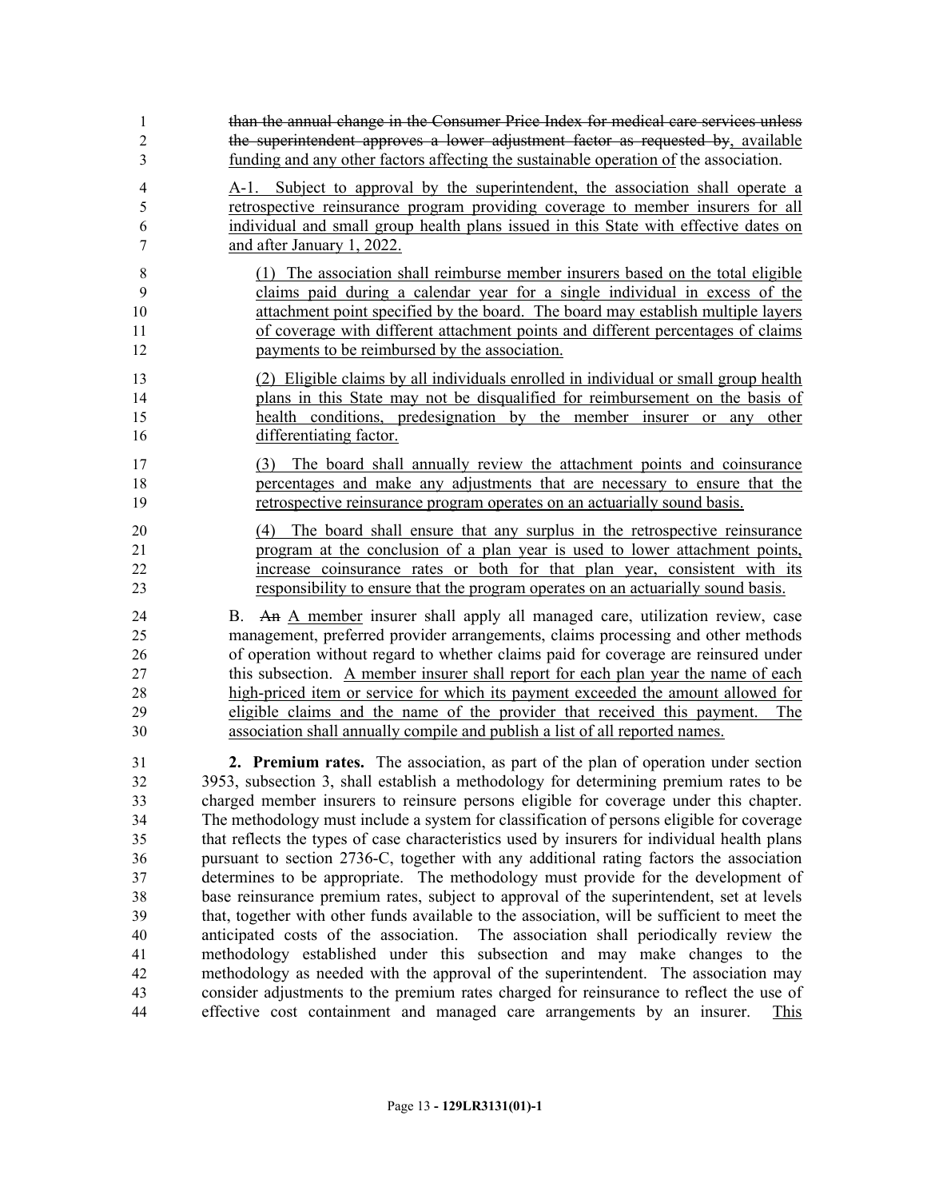~~than the annual change in the Consumer Price Index for medical care services unless the superintendent approves a lower adjustment factor as requested by~~, available funding and any other factors affecting the sustainable operation of the association.

A-1. Subject to approval by the superintendent, the association shall operate a retrospective reinsurance program providing coverage to member insurers for all individual and small group health plans issued in this State with effective dates on and after January 1, 2022.

(1) The association shall reimburse member insurers based on the total eligible claims paid during a calendar year for a single individual in excess of the attachment point specified by the board. The board may establish multiple layers of coverage with different attachment points and different percentages of claims payments to be reimbursed by the association.

(2) Eligible claims by all individuals enrolled in individual or small group health plans in this State may not be disqualified for reimbursement on the basis of health conditions, predesignation by the member insurer or any other differentiating factor.

(3) The board shall annually review the attachment points and coinsurance percentages and make any adjustments that are necessary to ensure that the retrospective reinsurance program operates on an actuarially sound basis.

(4) The board shall ensure that any surplus in the retrospective reinsurance program at the conclusion of a plan year is used to lower attachment points, increase coinsurance rates or both for that plan year, consistent with its responsibility to ensure that the program operates on an actuarially sound basis.

B. ~~An~~ A member insurer shall apply all managed care, utilization review, case management, preferred provider arrangements, claims processing and other methods of operation without regard to whether claims paid for coverage are reinsured under this subsection. A member insurer shall report for each plan year the name of each high-priced item or service for which its payment exceeded the amount allowed for eligible claims and the name of the provider that received this payment. The association shall annually compile and publish a list of all reported names.

**2. Premium rates.** The association, as part of the plan of operation under section 3953, subsection 3, shall establish a methodology for determining premium rates to be charged member insurers to reinsure persons eligible for coverage under this chapter. The methodology must include a system for classification of persons eligible for coverage that reflects the types of case characteristics used by insurers for individual health plans pursuant to section 2736-C, together with any additional rating factors the association determines to be appropriate. The methodology must provide for the development of base reinsurance premium rates, subject to approval of the superintendent, set at levels that, together with other funds available to the association, will be sufficient to meet the anticipated costs of the association. The association shall periodically review the methodology established under this subsection and may make changes to the methodology as needed with the approval of the superintendent. The association may consider adjustments to the premium rates charged for reinsurance to reflect the use of effective cost containment and managed care arrangements by an insurer. This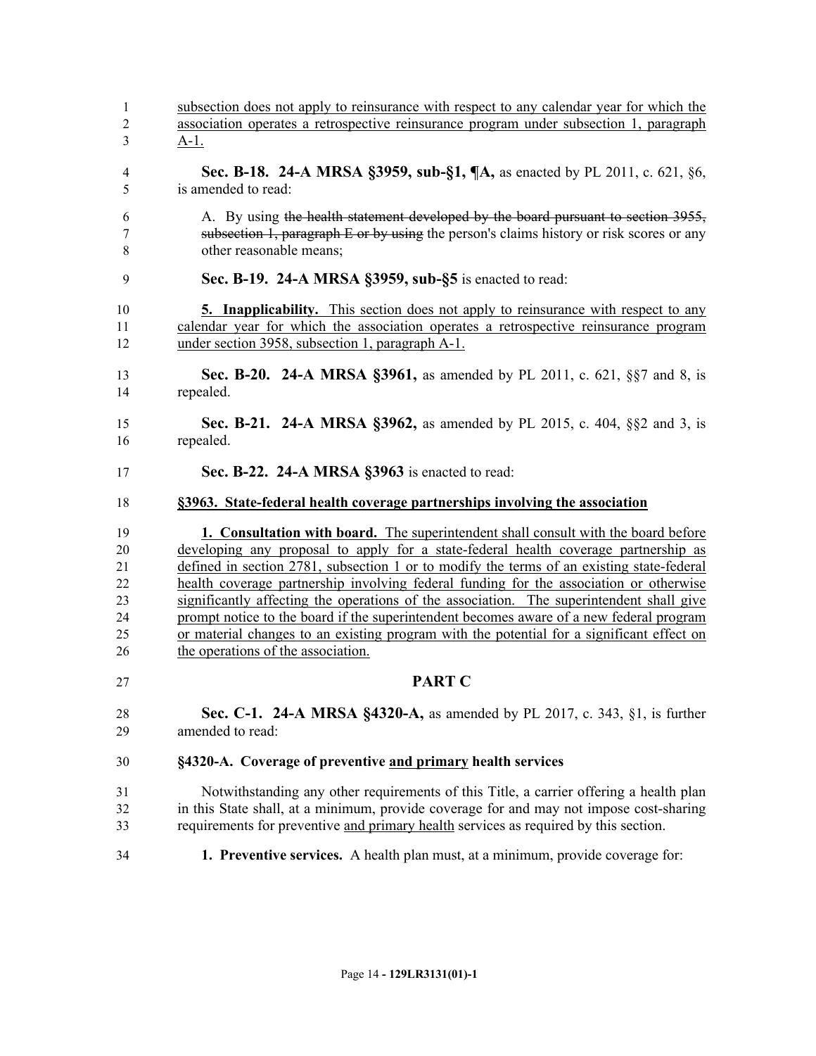subsection does not apply to reinsurance with respect to any calendar year for which the association operates a retrospective reinsurance program under subsection 1, paragraph A-1.

**Sec. B-18. 24-A MRSA §3959, sub-§1, ¶A,** as enacted by PL 2011, c. 621, §6, is amended to read:

A. By using ~~the health statement developed by the board pursuant to section 3955, subsection 1, paragraph E or by using~~ the person's claims history or risk scores or any other reasonable means;

**Sec. B-19. 24-A MRSA §3959, sub-§5** is enacted to read:

**5. Inapplicability.** This section does not apply to reinsurance with respect to any calendar year for which the association operates a retrospective reinsurance program under section 3958, subsection 1, paragraph A-1.

**Sec. B-20. 24-A MRSA §3961,** as amended by PL 2011, c. 621, §§7 and 8, is repealed.

**Sec. B-21. 24-A MRSA §3962,** as amended by PL 2015, c. 404, §§2 and 3, is repealed.

**Sec. B-22. 24-A MRSA §3963** is enacted to read:

**§3963. State-federal health coverage partnerships involving the association**

**1. Consultation with board.** The superintendent shall consult with the board before developing any proposal to apply for a state-federal health coverage partnership as defined in section 2781, subsection 1 or to modify the terms of an existing state-federal health coverage partnership involving federal funding for the association or otherwise significantly affecting the operations of the association. The superintendent shall give prompt notice to the board if the superintendent becomes aware of a new federal program or material changes to an existing program with the potential for a significant effect on the operations of the association.

## PART C

**Sec. C-1. 24-A MRSA §4320-A,** as amended by PL 2017, c. 343, §1, is further amended to read:

**§4320-A. Coverage of preventive and primary health services**

Notwithstanding any other requirements of this Title, a carrier offering a health plan in this State shall, at a minimum, provide coverage for and may not impose cost-sharing requirements for preventive and primary health services as required by this section.

**1. Preventive services.** A health plan must, at a minimum, provide coverage for: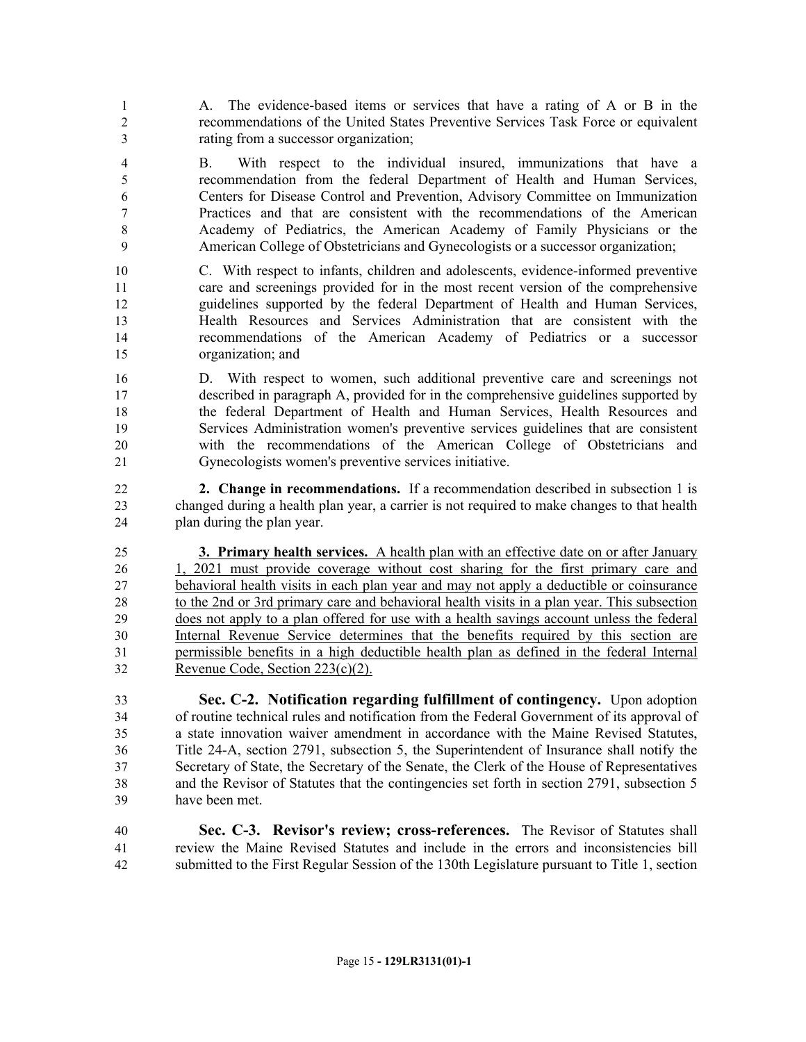A. The evidence-based items or services that have a rating of A or B in the recommendations of the United States Preventive Services Task Force or equivalent rating from a successor organization;

B. With respect to the individual insured, immunizations that have a recommendation from the federal Department of Health and Human Services, Centers for Disease Control and Prevention, Advisory Committee on Immunization Practices and that are consistent with the recommendations of the American Academy of Pediatrics, the American Academy of Family Physicians or the American College of Obstetricians and Gynecologists or a successor organization;

C. With respect to infants, children and adolescents, evidence-informed preventive care and screenings provided for in the most recent version of the comprehensive guidelines supported by the federal Department of Health and Human Services, Health Resources and Services Administration that are consistent with the recommendations of the American Academy of Pediatrics or a successor organization; and

D. With respect to women, such additional preventive care and screenings not described in paragraph A, provided for in the comprehensive guidelines supported by the federal Department of Health and Human Services, Health Resources and Services Administration women's preventive services guidelines that are consistent with the recommendations of the American College of Obstetricians and Gynecologists women's preventive services initiative.

**2. Change in recommendations.** If a recommendation described in subsection 1 is changed during a health plan year, a carrier is not required to make changes to that health plan during the plan year.

**3. Primary health services.** A health plan with an effective date on or after January 1, 2021 must provide coverage without cost sharing for the first primary care and behavioral health visits in each plan year and may not apply a deductible or coinsurance to the 2nd or 3rd primary care and behavioral health visits in a plan year. This subsection does not apply to a plan offered for use with a health savings account unless the federal Internal Revenue Service determines that the benefits required by this section are permissible benefits in a high deductible health plan as defined in the federal Internal Revenue Code, Section 223(c)(2).

**Sec. C-2. Notification regarding fulfillment of contingency.** Upon adoption of routine technical rules and notification from the Federal Government of its approval of a state innovation waiver amendment in accordance with the Maine Revised Statutes, Title 24-A, section 2791, subsection 5, the Superintendent of Insurance shall notify the Secretary of State, the Secretary of the Senate, the Clerk of the House of Representatives and the Revisor of Statutes that the contingencies set forth in section 2791, subsection 5 have been met.

**Sec. C-3. Revisor's review; cross-references.** The Revisor of Statutes shall review the Maine Revised Statutes and include in the errors and inconsistencies bill submitted to the First Regular Session of the 130th Legislature pursuant to Title 1, section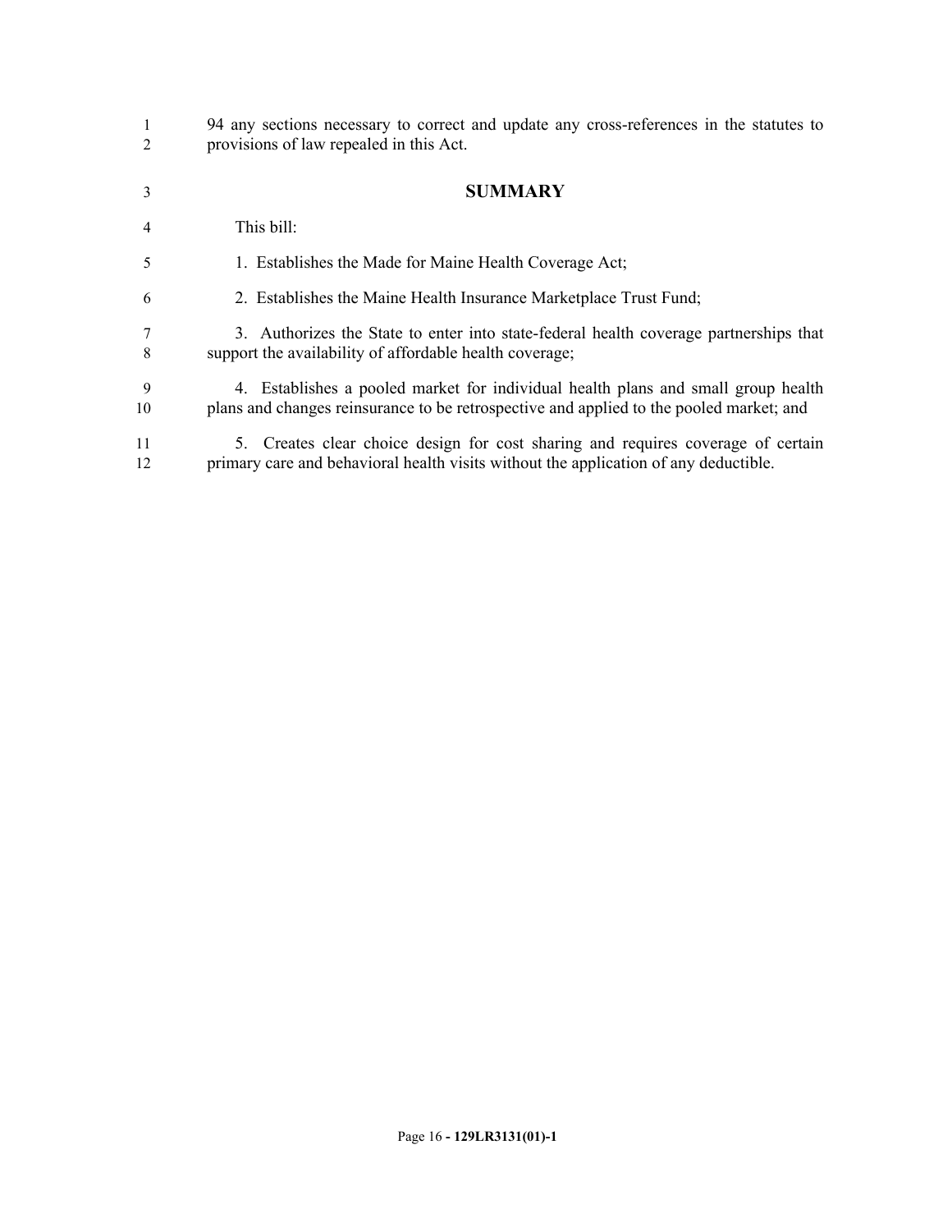94 any sections necessary to correct and update any cross-references in the statutes to provisions of law repealed in this Act.

## SUMMARY

This bill:

1. Establishes the Made for Maine Health Coverage Act;

2. Establishes the Maine Health Insurance Marketplace Trust Fund;

3. Authorizes the State to enter into state-federal health coverage partnerships that support the availability of affordable health coverage;

4. Establishes a pooled market for individual health plans and small group health plans and changes reinsurance to be retrospective and applied to the pooled market; and

5. Creates clear choice design for cost sharing and requires coverage of certain primary care and behavioral health visits without the application of any deductible.